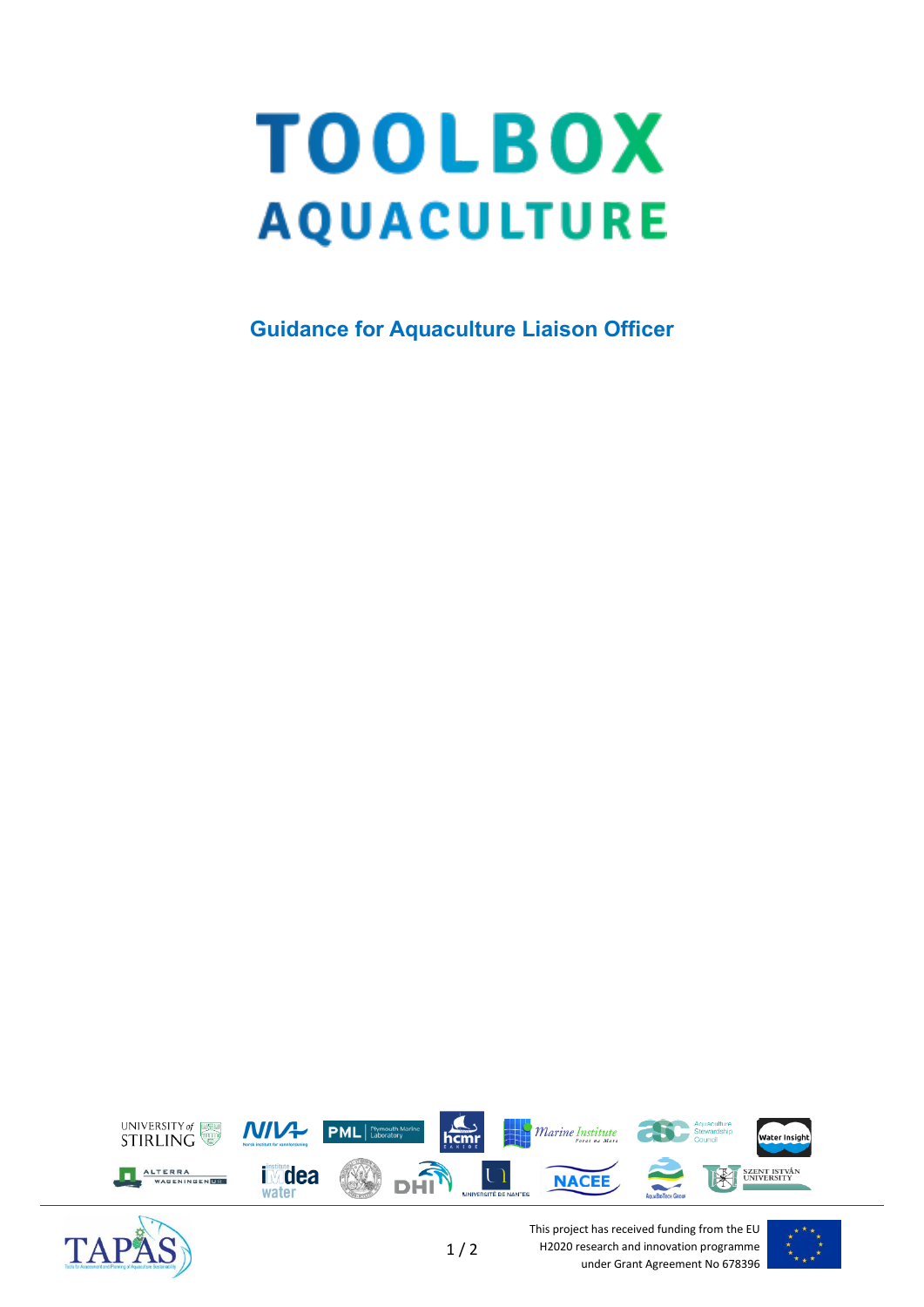# TOOLBOX AQUACULTURE

## Guidance for Aquaculture Liaison Officer

This project has received funding from the EU H2020 research and innovation programme under Grant Agreement No 678396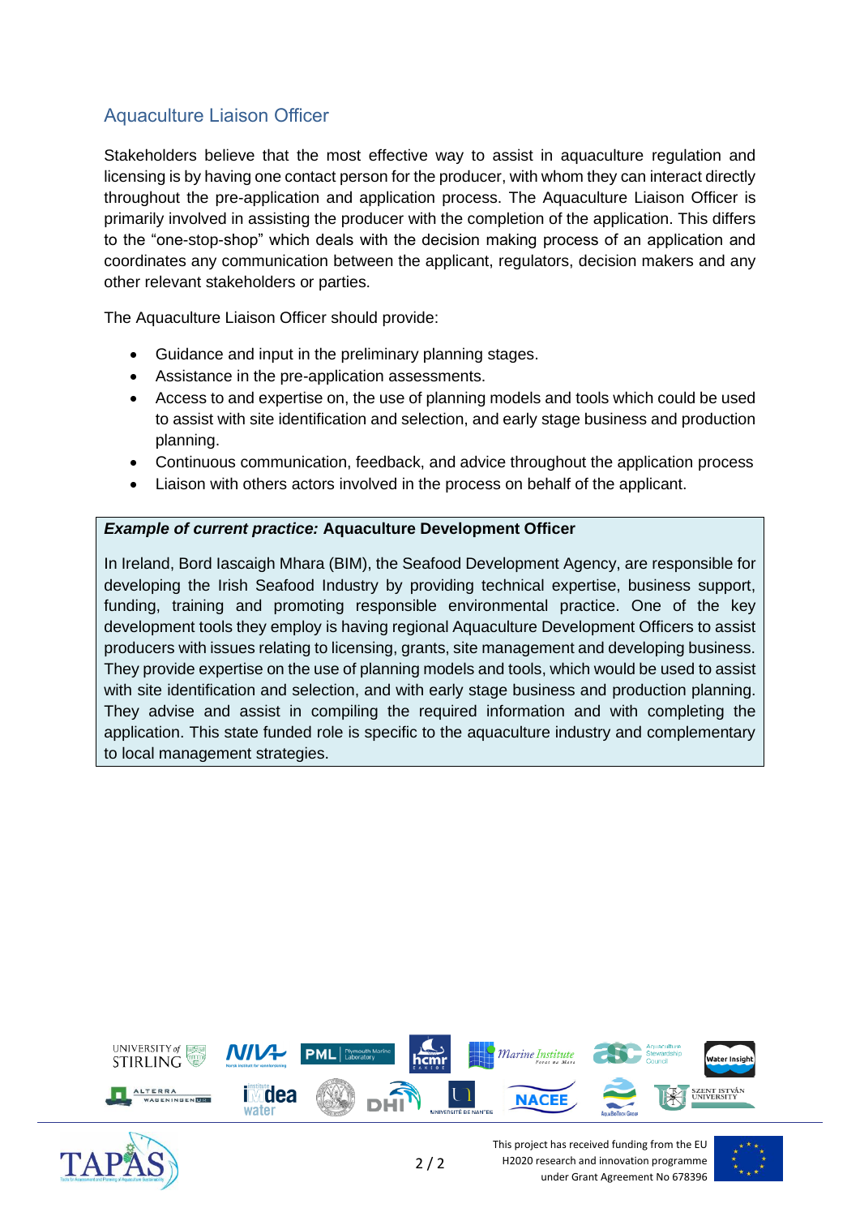## Aquaculture Liaison Officer

Stakeholders believe that the most effective way to assist in aquaculture regulation and licensing is by having one contact person for the producer, with whom they can interact directly throughout the pre-application and application process. The Aquaculture Liaison Officer is primarily involved in assisting the producer with the completion of the application. This differs to the "one-stop-shop" which deals with the decision making process of an application and coordinates any communication between the applicant, regulators, decision makers and any other relevant stakeholders or parties.

The Aquaculture Liaison Officer should provide:

- Guidance and input in the preliminary planning stages.
- Assistance in the pre-application assessments.
- Access to and expertise on, the use of planning models and tools which could be used to assist with site identification and selection, and early stage business and production planning.
- Continuous communication, feedback, and advice throughout the application process
- Liaison with others actors involved in the process on behalf of the applicant.

***Example of current practice:*** **Aquaculture Development Officer**

In Ireland, Bord Iascaigh Mhara (BIM), the Seafood Development Agency, are responsible for developing the Irish Seafood Industry by providing technical expertise, business support, funding, training and promoting responsible environmental practice. One of the key development tools they employ is having regional Aquaculture Development Officers to assist producers with issues relating to licensing, grants, site management and developing business. They provide expertise on the use of planning models and tools, which would be used to assist with site identification and selection, and with early stage business and production planning. They advise and assist in compiling the required information and with completing the application. This state funded role is specific to the aquaculture industry and complementary to local management strategies.

This project has received funding from the EU H2020 research and innovation programme under Grant Agreement No 678396